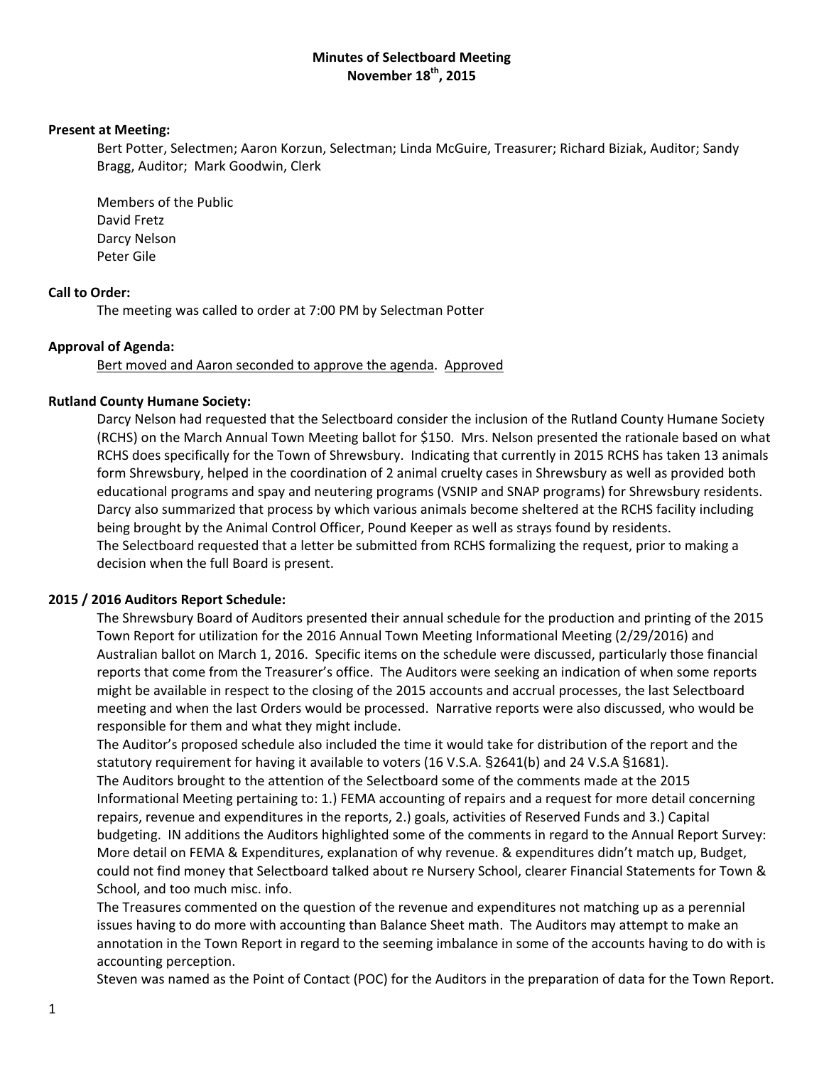# Minutes of Selectboard Meeting
## November 18th, 2015

**Present at Meeting:**

Bert Potter, Selectmen; Aaron Korzun, Selectman; Linda McGuire, Treasurer; Richard Biziak, Auditor; Sandy Bragg, Auditor; Mark Goodwin, Clerk

Members of the Public
David Fretz
Darcy Nelson
Peter Gile

**Call to Order:**

The meeting was called to order at 7:00 PM by Selectman Potter

**Approval of Agenda:**

Bert moved and Aaron seconded to approve the agenda. Approved

**Rutland County Humane Society:**

Darcy Nelson had requested that the Selectboard consider the inclusion of the Rutland County Humane Society (RCHS) on the March Annual Town Meeting ballot for $150. Mrs. Nelson presented the rationale based on what RCHS does specifically for the Town of Shrewsbury. Indicating that currently in 2015 RCHS has taken 13 animals form Shrewsbury, helped in the coordination of 2 animal cruelty cases in Shrewsbury as well as provided both educational programs and spay and neutering programs (VSNIP and SNAP programs) for Shrewsbury residents. Darcy also summarized that process by which various animals become sheltered at the RCHS facility including being brought by the Animal Control Officer, Pound Keeper as well as strays found by residents.
The Selectboard requested that a letter be submitted from RCHS formalizing the request, prior to making a decision when the full Board is present.

**2015 / 2016 Auditors Report Schedule:**

The Shrewsbury Board of Auditors presented their annual schedule for the production and printing of the 2015 Town Report for utilization for the 2016 Annual Town Meeting Informational Meeting (2/29/2016) and Australian ballot on March 1, 2016. Specific items on the schedule were discussed, particularly those financial reports that come from the Treasurer's office. The Auditors were seeking an indication of when some reports might be available in respect to the closing of the 2015 accounts and accrual processes, the last Selectboard meeting and when the last Orders would be processed. Narrative reports were also discussed, who would be responsible for them and what they might include.
The Auditor's proposed schedule also included the time it would take for distribution of the report and the statutory requirement for having it available to voters (16 V.S.A. §2641(b) and 24 V.S.A §1681).
The Auditors brought to the attention of the Selectboard some of the comments made at the 2015 Informational Meeting pertaining to: 1.) FEMA accounting of repairs and a request for more detail concerning repairs, revenue and expenditures in the reports, 2.) goals, activities of Reserved Funds and 3.) Capital budgeting. IN additions the Auditors highlighted some of the comments in regard to the Annual Report Survey: More detail on FEMA & Expenditures, explanation of why revenue. & expenditures didn't match up, Budget, could not find money that Selectboard talked about re Nursery School, clearer Financial Statements for Town & School, and too much misc. info.
The Treasures commented on the question of the revenue and expenditures not matching up as a perennial issues having to do more with accounting than Balance Sheet math. The Auditors may attempt to make an annotation in the Town Report in regard to the seeming imbalance in some of the accounts having to do with is accounting perception.
Steven was named as the Point of Contact (POC) for the Auditors in the preparation of data for the Town Report.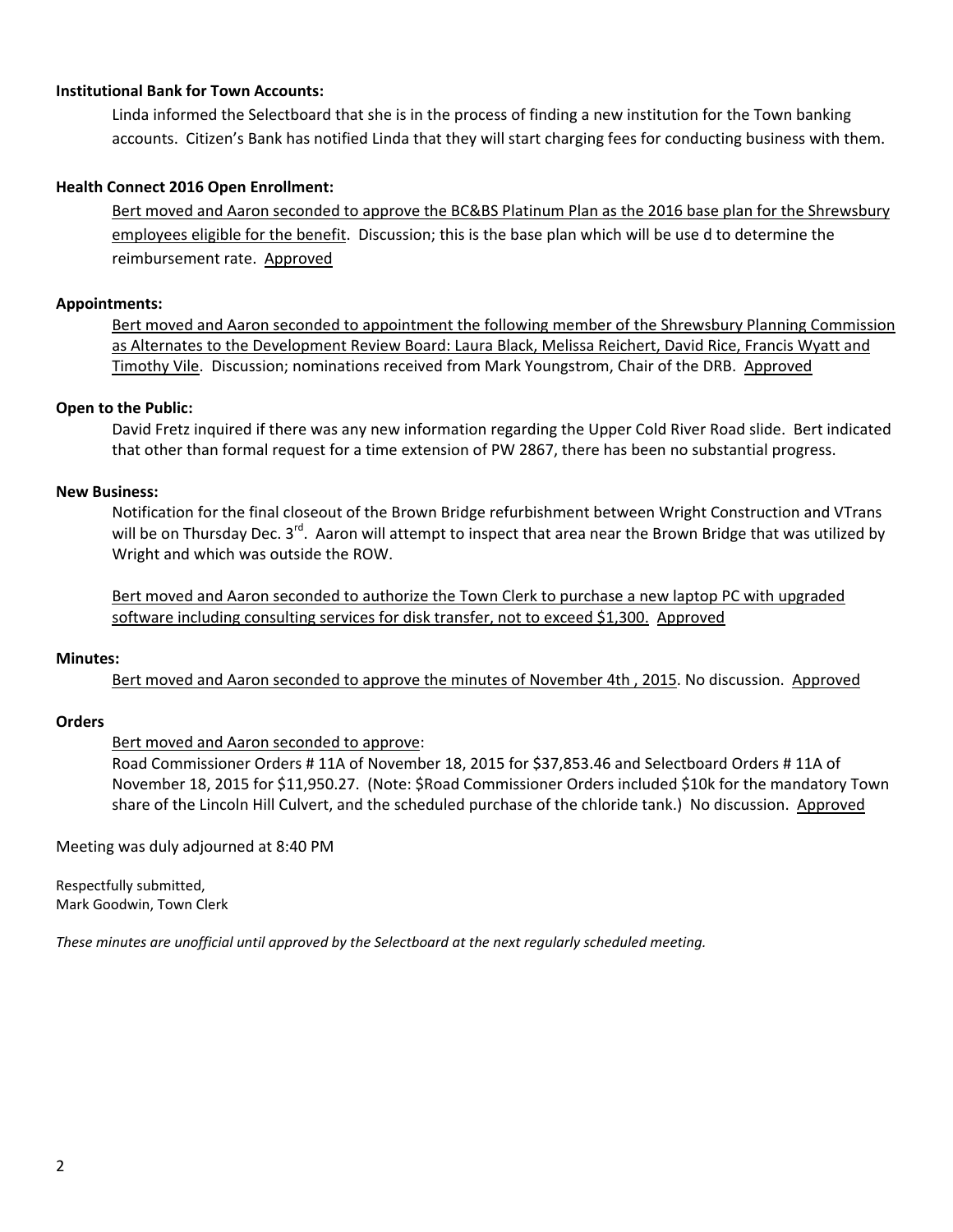**Institutional Bank for Town Accounts:**

Linda informed the Selectboard that she is in the process of finding a new institution for the Town banking accounts. Citizen's Bank has notified Linda that they will start charging fees for conducting business with them.

**Health Connect 2016 Open Enrollment:**

Bert moved and Aaron seconded to approve the BC&BS Platinum Plan as the 2016 base plan for the Shrewsbury employees eligible for the benefit. Discussion; this is the base plan which will be use d to determine the reimbursement rate. Approved

**Appointments:**

Bert moved and Aaron seconded to appointment the following member of the Shrewsbury Planning Commission as Alternates to the Development Review Board: Laura Black, Melissa Reichert, David Rice, Francis Wyatt and Timothy Vile. Discussion; nominations received from Mark Youngstrom, Chair of the DRB. Approved

**Open to the Public:**

David Fretz inquired if there was any new information regarding the Upper Cold River Road slide. Bert indicated that other than formal request for a time extension of PW 2867, there has been no substantial progress.

**New Business:**

Notification for the final closeout of the Brown Bridge refurbishment between Wright Construction and VTrans will be on Thursday Dec. 3rd. Aaron will attempt to inspect that area near the Brown Bridge that was utilized by Wright and which was outside the ROW.

Bert moved and Aaron seconded to authorize the Town Clerk to purchase a new laptop PC with upgraded software including consulting services for disk transfer, not to exceed $1,300. Approved

**Minutes:**

Bert moved and Aaron seconded to approve the minutes of November 4th , 2015. No discussion. Approved

**Orders**

Bert moved and Aaron seconded to approve:

Road Commissioner Orders # 11A of November 18, 2015 for $37,853.46 and Selectboard Orders # 11A of November 18, 2015 for $11,950.27. (Note: $Road Commissioner Orders included $10k for the mandatory Town share of the Lincoln Hill Culvert, and the scheduled purchase of the chloride tank.) No discussion. Approved

Meeting was duly adjourned at 8:40 PM

Respectfully submitted,
Mark Goodwin, Town Clerk

*These minutes are unofficial until approved by the Selectboard at the next regularly scheduled meeting.*